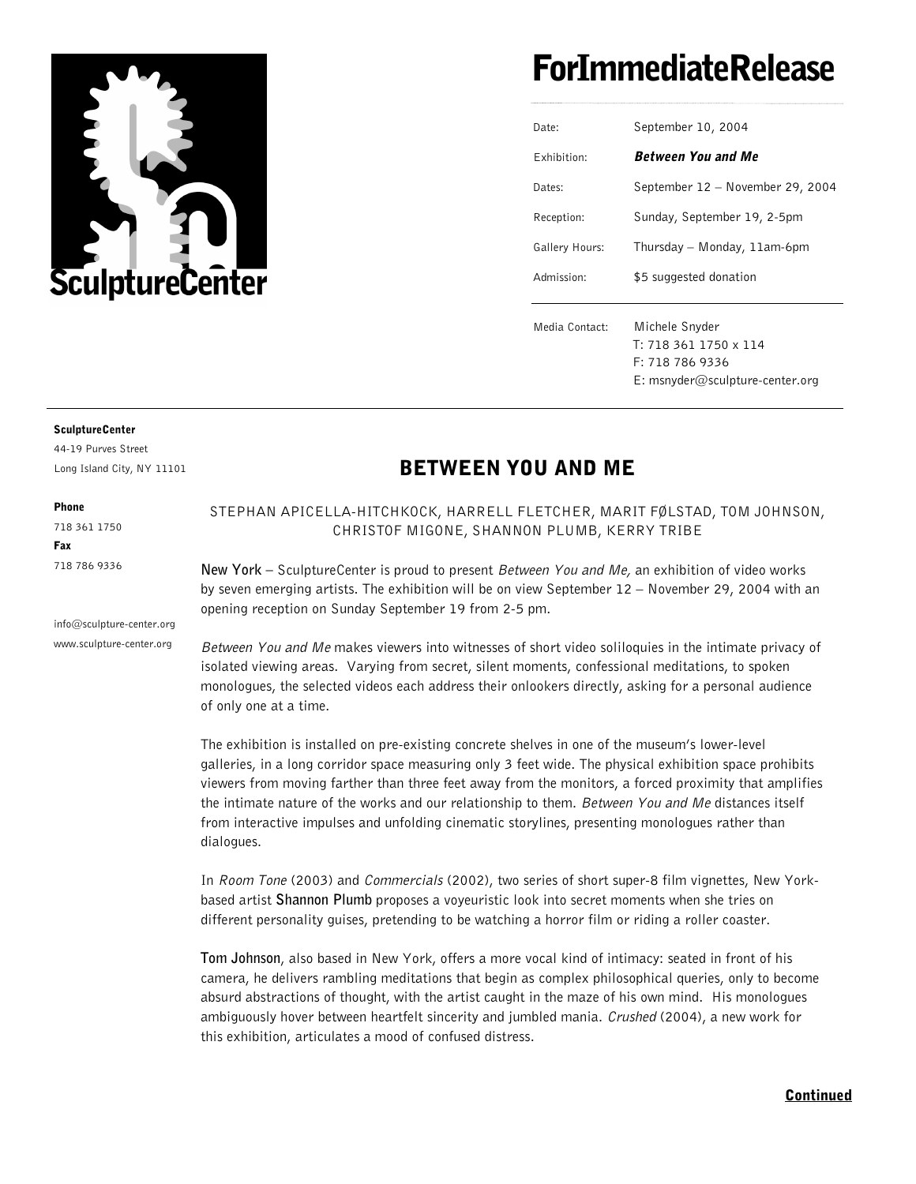SculptureCenter

# ForImmediateRelease

| | |
|---|---|
| Date: | September 10, 2004 |
| Exhibition: | ***Between You and Me*** |
| Dates: | September 12 – November 29, 2004 |
| Reception: | Sunday, September 19, 2-5pm |
| Gallery Hours: | Thursday – Monday, 11am-6pm |
| Admission: | $5 suggested donation |
| Media Contact: | Michele Snyder<br>T: 718 361 1750 x 114<br>F: 718 786 9336<br>E: msnyder@sculpture-center.org |

**SculptureCenter**
44-19 Purves Street
Long Island City, NY 11101

**Phone**
718 361 1750
**Fax**
718 786 9336

info@sculpture-center.org
www.sculpture-center.org

## BETWEEN YOU AND ME

STEPHAN APICELLA-HITCHKOCK, HARRELL FLETCHER, MARIT FØLSTAD, TOM JOHNSON, CHRISTOF MIGONE, SHANNON PLUMB, KERRY TRIBE

**New York** – SculptureCenter is proud to present *Between You and Me,* an exhibition of video works by seven emerging artists. The exhibition will be on view September 12 – November 29, 2004 with an opening reception on Sunday September 19 from 2-5 pm.

*Between You and Me* makes viewers into witnesses of short video soliloquies in the intimate privacy of isolated viewing areas. Varying from secret, silent moments, confessional meditations, to spoken monologues, the selected videos each address their onlookers directly, asking for a personal audience of only one at a time.

The exhibition is installed on pre-existing concrete shelves in one of the museum's lower-level galleries, in a long corridor space measuring only 3 feet wide. The physical exhibition space prohibits viewers from moving farther than three feet away from the monitors, a forced proximity that amplifies the intimate nature of the works and our relationship to them. *Between You and Me* distances itself from interactive impulses and unfolding cinematic storylines, presenting monologues rather than dialogues.

In *Room Tone* (2003) and *Commercials* (2002), two series of short super-8 film vignettes, New York-based artist **Shannon Plumb** proposes a voyeuristic look into secret moments when she tries on different personality guises, pretending to be watching a horror film or riding a roller coaster.

**Tom Johnson**, also based in New York, offers a more vocal kind of intimacy: seated in front of his camera, he delivers rambling meditations that begin as complex philosophical queries, only to become absurd abstractions of thought, with the artist caught in the maze of his own mind. His monologues ambiguously hover between heartfelt sincerity and jumbled mania. *Crushed* (2004), a new work for this exhibition, articulates a mood of confused distress.

**Continued**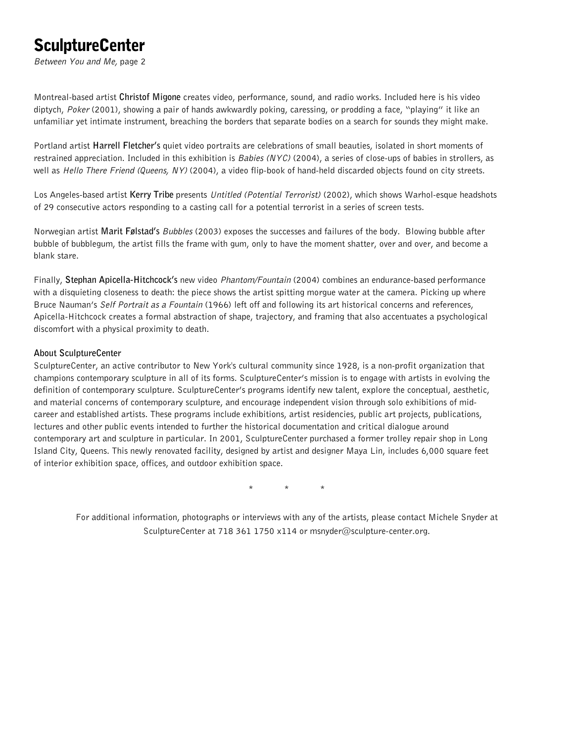Montreal-based artist **Christof Migone** creates video, performance, sound, and radio works. Included here is his video diptych, *Poker* (2001), showing a pair of hands awkwardly poking, caressing, or prodding a face, "playing" it like an unfamiliar yet intimate instrument, breaching the borders that separate bodies on a search for sounds they might make.

Portland artist **Harrell Fletcher's** quiet video portraits are celebrations of small beauties, isolated in short moments of restrained appreciation. Included in this exhibition is *Babies (NYC)* (2004), a series of close-ups of babies in strollers, as well as *Hello There Friend (Queens, NY)* (2004), a video flip-book of hand-held discarded objects found on city streets.

Los Angeles-based artist **Kerry Tribe** presents *Untitled (Potential Terrorist)* (2002), which shows Warhol-esque headshots of 29 consecutive actors responding to a casting call for a potential terrorist in a series of screen tests.

Norwegian artist **Marit Følstad's** *Bubbles* (2003) exposes the successes and failures of the body. Blowing bubble after bubble of bubblegum, the artist fills the frame with gum, only to have the moment shatter, over and over, and become a blank stare.

Finally, **Stephan Apicella-Hitchcock's** new video *Phantom/Fountain* (2004) combines an endurance-based performance with a disquieting closeness to death: the piece shows the artist spitting morgue water at the camera. Picking up where Bruce Nauman's *Self Portrait as a Fountain* (1966) left off and following its art historical concerns and references, Apicella-Hitchcock creates a formal abstraction of shape, trajectory, and framing that also accentuates a psychological discomfort with a physical proximity to death.

**About SculptureCenter**

SculptureCenter, an active contributor to New York's cultural community since 1928, is a non-profit organization that champions contemporary sculpture in all of its forms. SculptureCenter's mission is to engage with artists in evolving the definition of contemporary sculpture. SculptureCenter's programs identify new talent, explore the conceptual, aesthetic, and material concerns of contemporary sculpture, and encourage independent vision through solo exhibitions of mid-career and established artists. These programs include exhibitions, artist residencies, public art projects, publications, lectures and other public events intended to further the historical documentation and critical dialogue around contemporary art and sculpture in particular. In 2001, SculptureCenter purchased a former trolley repair shop in Long Island City, Queens. This newly renovated facility, designed by artist and designer Maya Lin, includes 6,000 square feet of interior exhibition space, offices, and outdoor exhibition space.

\* \* \*

For additional information, photographs or interviews with any of the artists, please contact Michele Snyder at SculptureCenter at 718 361 1750 x114 or msnyder@sculpture-center.org.